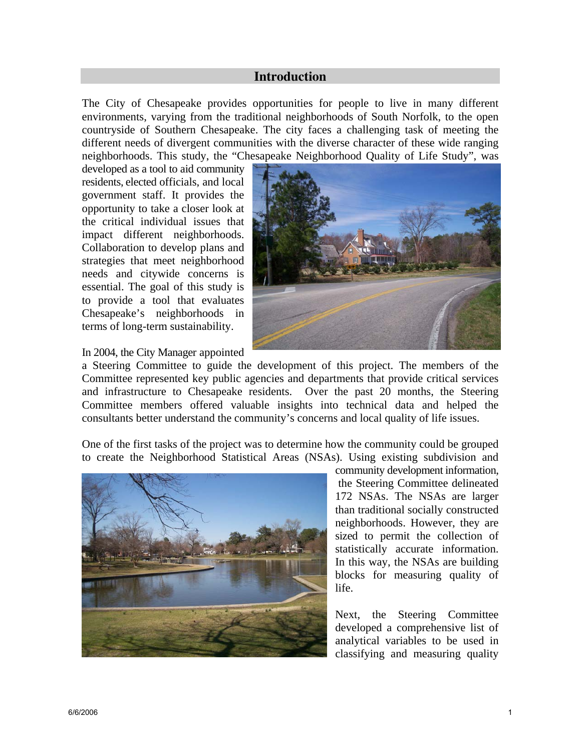# Introduction

The City of Chesapeake provides opportunities for people to live in many different environments, varying from the traditional neighborhoods of South Norfolk, to the open countryside of Southern Chesapeake. The city faces a challenging task of meeting the different needs of divergent communities with the diverse character of these wide ranging neighborhoods. This study, the "Chesapeake Neighborhood Quality of Life Study", was developed as a tool to aid community residents, elected officials, and local government staff. It provides the opportunity to take a closer look at the critical individual issues that impact different neighborhoods. Collaboration to develop plans and strategies that meet neighborhood needs and citywide concerns is essential. The goal of this study is to provide a tool that evaluates Chesapeake's neighborhoods in terms of long-term sustainability.

In 2004, the City Manager appointed a Steering Committee to guide the development of this project. The members of the Committee represented key public agencies and departments that provide critical services and infrastructure to Chesapeake residents. Over the past 20 months, the Steering Committee members offered valuable insights into technical data and helped the consultants better understand the community's concerns and local quality of life issues.

One of the first tasks of the project was to determine how the community could be grouped to create the Neighborhood Statistical Areas (NSAs). Using existing subdivision and community development information, the Steering Committee delineated 172 NSAs. The NSAs are larger than traditional socially constructed neighborhoods. However, they are sized to permit the collection of statistically accurate information. In this way, the NSAs are building blocks for measuring quality of life.

Next, the Steering Committee developed a comprehensive list of analytical variables to be used in classifying and measuring quality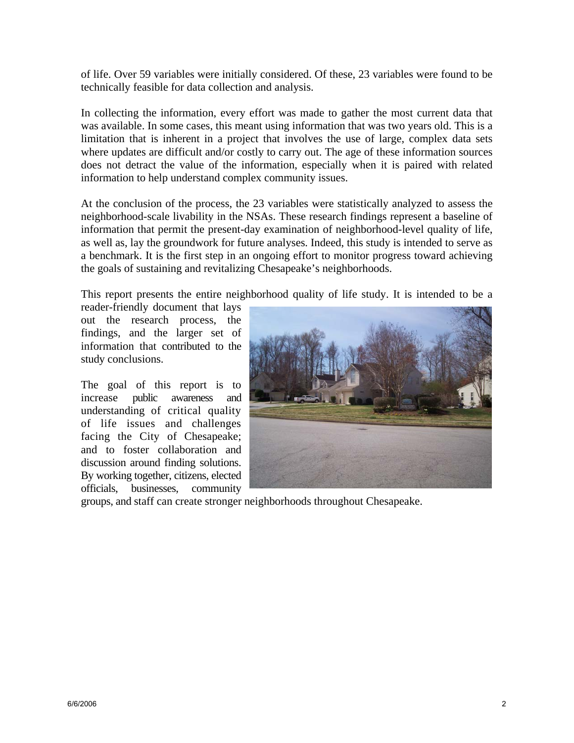of life. Over 59 variables were initially considered. Of these, 23 variables were found to be technically feasible for data collection and analysis.

In collecting the information, every effort was made to gather the most current data that was available. In some cases, this meant using information that was two years old. This is a limitation that is inherent in a project that involves the use of large, complex data sets where updates are difficult and/or costly to carry out. The age of these information sources does not detract the value of the information, especially when it is paired with related information to help understand complex community issues.

At the conclusion of the process, the 23 variables were statistically analyzed to assess the neighborhood-scale livability in the NSAs. These research findings represent a baseline of information that permit the present-day examination of neighborhood-level quality of life, as well as, lay the groundwork for future analyses. Indeed, this study is intended to serve as a benchmark. It is the first step in an ongoing effort to monitor progress toward achieving the goals of sustaining and revitalizing Chesapeake's neighborhoods.

This report presents the entire neighborhood quality of life study. It is intended to be a reader-friendly document that lays out the research process, the findings, and the larger set of information that contributed to the study conclusions.

The goal of this report is to increase public awareness and understanding of critical quality of life issues and challenges facing the City of Chesapeake; and to foster collaboration and discussion around finding solutions. By working together, citizens, elected officials, businesses, community groups, and staff can create stronger neighborhoods throughout Chesapeake.